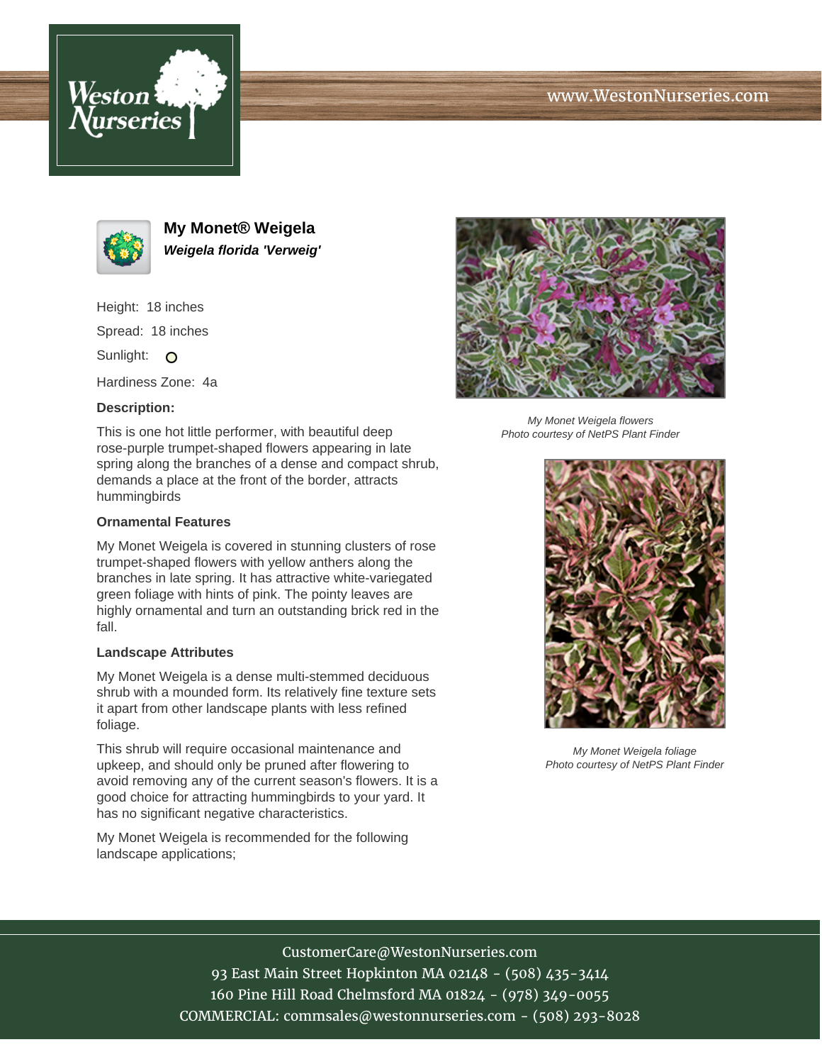www.WestonNurseries.com

# My Monet® Weigela

***Weigela florida 'Verweig'***

Height: 18 inches

Spread: 18 inches

Sunlight: ○

Hardiness Zone: 4a

**Description:**

This is one hot little performer, with beautiful deep rose-purple trumpet-shaped flowers appearing in late spring along the branches of a dense and compact shrub, demands a place at the front of the border, attracts hummingbirds

**Ornamental Features**

My Monet Weigela is covered in stunning clusters of rose trumpet-shaped flowers with yellow anthers along the branches in late spring. It has attractive white-variegated green foliage with hints of pink. The pointy leaves are highly ornamental and turn an outstanding brick red in the fall.

**Landscape Attributes**

My Monet Weigela is a dense multi-stemmed deciduous shrub with a mounded form. Its relatively fine texture sets it apart from other landscape plants with less refined foliage.

This shrub will require occasional maintenance and upkeep, and should only be pruned after flowering to avoid removing any of the current season's flowers. It is a good choice for attracting hummingbirds to your yard. It has no significant negative characteristics.

My Monet Weigela is recommended for the following landscape applications;

*My Monet Weigela flowers*
*Photo courtesy of NetPS Plant Finder*

*My Monet Weigela foliage*
*Photo courtesy of NetPS Plant Finder*

CustomerCare@WestonNurseries.com
93 East Main Street Hopkinton MA 02148 - (508) 435-3414
160 Pine Hill Road Chelmsford MA 01824 - (978) 349-0055
COMMERCIAL: commsales@westonnurseries.com - (508) 293-8028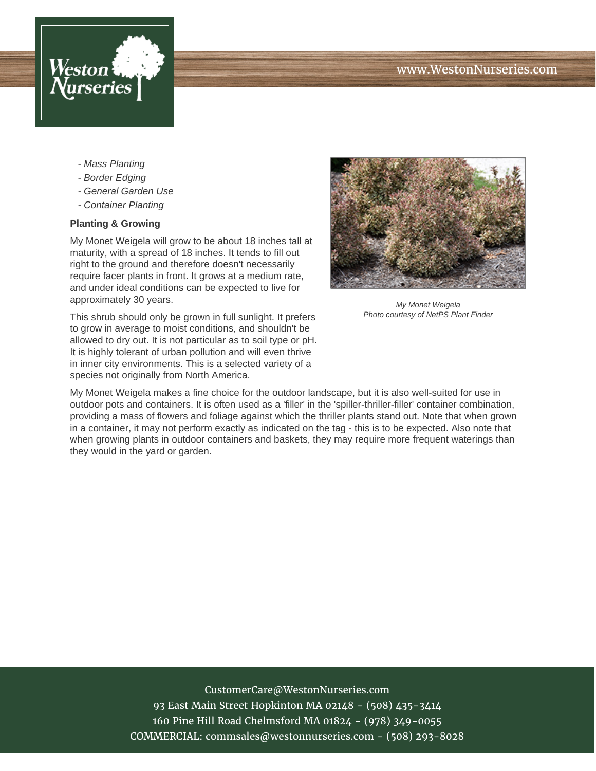- *Mass Planting*
- *Border Edging*
- *General Garden Use*
- *Container Planting*

**Planting & Growing**

My Monet Weigela will grow to be about 18 inches tall at maturity, with a spread of 18 inches. It tends to fill out right to the ground and therefore doesn't necessarily require facer plants in front. It grows at a medium rate, and under ideal conditions can be expected to live for approximately 30 years.

This shrub should only be grown in full sunlight. It prefers to grow in average to moist conditions, and shouldn't be allowed to dry out. It is not particular as to soil type or pH. It is highly tolerant of urban pollution and will even thrive in inner city environments. This is a selected variety of a species not originally from North America.

*My Monet Weigela*
*Photo courtesy of NetPS Plant Finder*

My Monet Weigela makes a fine choice for the outdoor landscape, but it is also well-suited for use in outdoor pots and containers. It is often used as a 'filler' in the 'spiller-thriller-filler' container combination, providing a mass of flowers and foliage against which the thriller plants stand out. Note that when grown in a container, it may not perform exactly as indicated on the tag - this is to be expected. Also note that when growing plants in outdoor containers and baskets, they may require more frequent waterings than they would in the yard or garden.